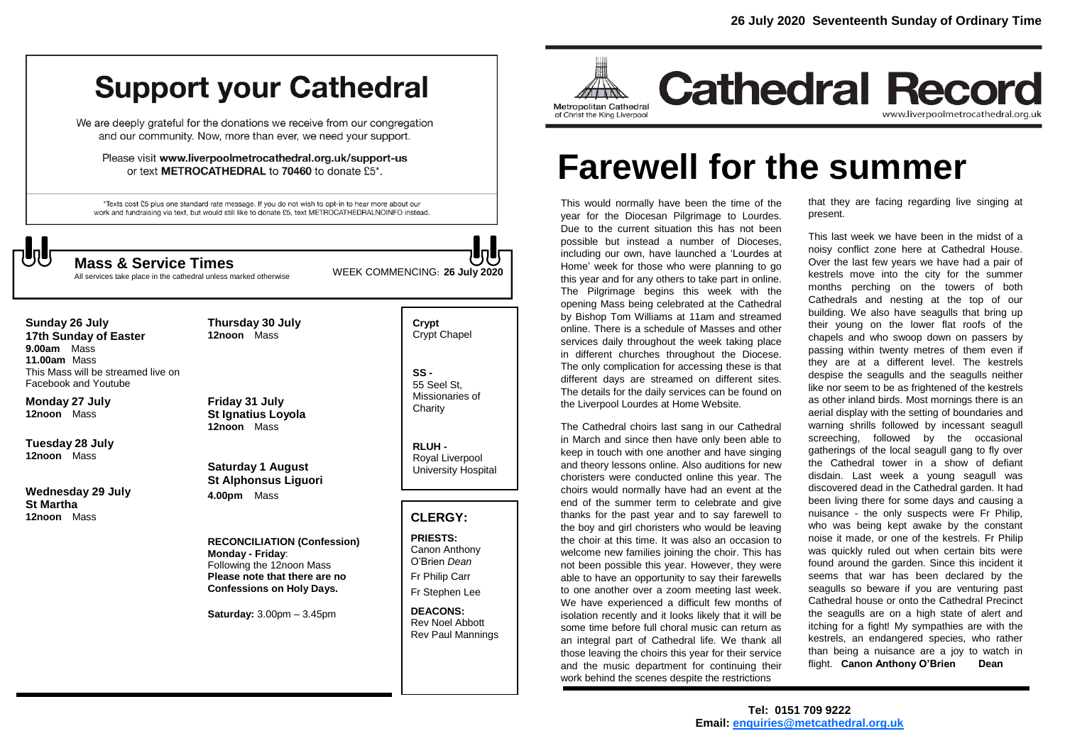# Support your Cathedral

We are deeply grateful for the donations we receive from our congregation and our community. Now, more than ever, we need your support.

Please visit **www.liverpoolmetrocathedral.org.uk/support-us** or text **METROCATHEDRAL** to **70460** to donate £5*.

*Texts cost £5 plus one standard rate message. If you do not wish to opt-in to hear more about our work and fundraising via text, but would still like to donate £5, text METROCATHEDRALNOINFO instead.

## Mass & Service Times

All services take place in the cathedral unless marked otherwise

WEEK COMMENCING: **26 July 2020**

**Sunday 26 July**
**17th Sunday of Easter**
**9.00am** Mass
**11.00am** Mass
This Mass will be streamed live on Facebook and Youtube

**Monday 27 July**
**12noon** Mass

**Tuesday 28 July**
**12noon** Mass

**Wednesday 29 July**
**St Martha**
**12noon** Mass

**Thursday 30 July**
**12noon** Mass

**Friday 31 July**
**St Ignatius Loyola**
**12noon** Mass

**Saturday 1 August**
**St Alphonsus Liguori**
**4.00pm** Mass

**RECONCILIATION (Confession)**
**Monday - Friday**:
Following the 12noon Mass
**Please note that there are no Confessions on Holy Days.**

**Saturday:** 3.00pm – 3.45pm

**Crypt** Crypt Chapel

**SS -** 55 Seel St, Missionaries of Charity

**RLUH -** Royal Liverpool University Hospital

### CLERGY:

**PRIESTS:**
Canon Anthony O'Brien *Dean*
Fr Philip Carr
Fr Stephen Lee

**DEACONS:**
Rev Noel Abbott
Rev Paul Mannings

**26 July 2020 Seventeenth Sunday of Ordinary Time**

Metropolitan Cathedral of Christ the King Liverpool

# Cathedral Record

www.liverpoolmetrocathedral.org.uk

# Farewell for the summer

This would normally have been the time of the year for the Diocesan Pilgrimage to Lourdes. Due to the current situation this has not been possible but instead a number of Dioceses, including our own, have launched a 'Lourdes at Home' week for those who were planning to go this year and for any others to take part in online. The Pilgrimage begins this week with the opening Mass being celebrated at the Cathedral by Bishop Tom Williams at 11am and streamed online. There is a schedule of Masses and other services daily throughout the week taking place in different churches throughout the Diocese. The only complication for accessing these is that different days are streamed on different sites. The details for the daily services can be found on the Liverpool Lourdes at Home Website.

The Cathedral choirs last sang in our Cathedral in March and since then have only been able to keep in touch with one another and have singing and theory lessons online. Also auditions for new choristers were conducted online this year. The choirs would normally have had an event at the end of the summer term to celebrate and give thanks for the past year and to say farewell to the boy and girl choristers who would be leaving the choir at this time. It was also an occasion to welcome new families joining the choir. This has not been possible this year. However, they were able to have an opportunity to say their farewells to one another over a zoom meeting last week. We have experienced a difficult few months of isolation recently and it looks likely that it will be some time before full choral music can return as an integral part of Cathedral life. We thank all those leaving the choirs this year for their service and the music department for continuing their work behind the scenes despite the restrictions that they are facing regarding live singing at present.

This last week we have been in the midst of a noisy conflict zone here at Cathedral House. Over the last few years we have had a pair of kestrels move into the city for the summer months perching on the towers of both Cathedrals and nesting at the top of our building. We also have seagulls that bring up their young on the lower flat roofs of the chapels and who swoop down on passers by passing within twenty metres of them even if they are at a different level. The kestrels despise the seagulls and the seagulls neither like nor seem to be as frightened of the kestrels as other inland birds. Most mornings there is an aerial display with the setting of boundaries and warning shrills followed by incessant seagull screeching, followed by the occasional gatherings of the local seagull gang to fly over the Cathedral tower in a show of defiant disdain. Last week a young seagull was discovered dead in the Cathedral garden. It had been living there for some days and causing a nuisance - the only suspects were Fr Philip, who was being kept awake by the constant noise it made, or one of the kestrels. Fr Philip was quickly ruled out when certain bits were found around the garden. Since this incident it seems that war has been declared by the seagulls so beware if you are venturing past Cathedral house or onto the Cathedral Precinct the seagulls are on a high state of alert and itching for a fight! My sympathies are with the kestrels, an endangered species, who rather than being a nuisance are a joy to watch in flight. **Canon Anthony O'Brien Dean**

**Tel: 0151 709 9222**
**Email: enquiries@metcathedral.org.uk**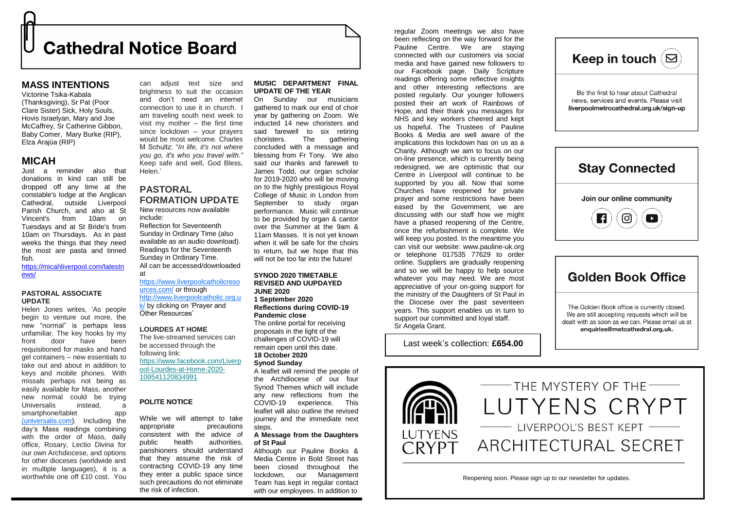# Cathedral Notice Board

## MASS INTENTIONS

Victorine Tsika-Kabala (Thanksgiving), Sr Pat (Poor Clare Sister) Sick, Holy Souls, Hovis Israelyan, Mary and Joe McCaffrey, Sr Catherine Gibbon, Baby Comer, Mary Burke (RIP), Elza Arajúa (RIP)

## MICAH

Just a reminder also that donations in kind can still be dropped off any time at the constable's lodge at the Anglican Cathedral, outside Liverpool Parish Church, and also at St Vincent's from 10am on Tuesdays and at St Bride's from 10am on Thursdays. As in past weeks the things that they need the most are pasta and tinned fish.

https://micahliverpool.com/latestnews/

### PASTORAL ASSOCIATE UPDATE

Helen Jones writes, 'As people begin to venture out more, the new "normal" is perhaps less unfamiliar. The key hooks by my front door have been requisitioned for masks and hand gel containers – new essentials to take out and about in addition to keys and mobile phones. With missals perhaps not being as easily available for Mass, another new normal could be trying Universalis instead, a smartphone/tablet app (universalis.com). Including the day's Mass readings combining with the order of Mass, daily office, Rosary, Lectio Divina for our own Archdiocese, and options for other dioceses (worldwide and in multiple languages), it is a worthwhile one off £10 cost. You can adjust text size and brightness to suit the occasion and don't need an internet connection to use it in church. I am traveling south next week to visit my mother – the first time since lockdown – your prayers would be most welcome. Charles M Schultz: "*In life, it's not where you go, it's who you travel with.*" Keep safe and well, God Bless, Helen.'

## PASTORAL FORMATION UPDATE

New resources now available include:

Reflection for Seventeenth Sunday in Ordinary Time (also available as an audio download).

Readings for the Seventeenth Sunday in Ordinary Time.

All can be accessed/downloaded at https://www.liverpoolcatholicresources.com/ or through http://www.liverpoolcatholic.org.uk/ by clicking on 'Prayer and Other Resources'

### LOURDES AT HOME

The live-streamed services can be accessed through the following link: https://www.facebook.com/Liverpool-Lourdes-at-Home-2020-109541120834991

### POLITE NOTICE

While we will attempt to take appropriate precautions consistent with the advice of public health authorities, parishioners should understand that they assume the risk of contracting COVID-19 any time they enter a public space since such precautions do not eliminate the risk of infection.

### MUSIC DEPARTMENT FINAL UPDATE OF THE YEAR

On Sunday our musicians gathered to mark our end of choir year by gathering on Zoom. We inducted 14 new choristers and said farewell to six retiring choristers. The gathering concluded with a message and blessing from Fr Tony. We also said our thanks and farewell to James Todd, our organ scholar for 2019-2020 who will be moving on to the highly prestigious Royal College of Music in London from September to study organ performance. Music will continue to be provided by organ & cantor over the Summer at the 9am & 11am Masses. It is not yet known when it will be safe for the choirs to return, but we hope that this will not be too far into the future!

### SYNOD 2020 TIMETABLE REVISED AND UUPDAYED JUNE 2020

**1 September 2020**
**Reflections during COVID-19 Pandemic close**

The online portal for receiving proposals in the light of the challenges of COVID-19 will remain open until this date.

**18 October 2020**
**Synod Sunday**

A leaflet will remind the people of the Archdiocese of our four Synod Themes which will include any new reflections from the COVID-19 experience. This leaflet will also outline the revised journey and the immediate next steps.

**A Message from the Daughters of St Paul**

Although our Pauline Books & Media Centre in Bold Street has been closed throughout the lockdown, our Management Team has kept in regular contact with our employees. In addition to regular Zoom meetings we also have been reflecting on the way forward for the Pauline Centre. We are staying connected with our customers via social media and have gained new followers to our Facebook page. Daily Scripture readings offering some reflective insights and other interesting reflections are posted regularly. Our younger followers posted their art work of Rainbows of Hope, and their thank you messages for NHS and key workers cheered and kept us hopeful. The Trustees of Pauline Books & Media are well aware of the implications this lockdown has on us as a Charity. Although we aim to focus on our on-line presence, which is currently being redesigned, we are optimistic that our Centre in Liverpool will continue to be supported by you all. Now that some Churches have reopened for private prayer and some restrictions have been eased by the Government, we are discussing with our staff how we might have a phased reopening of the Centre, once the refurbishment is complete. We will keep you posted. In the meantime you can visit our website: www.pauline-uk.org or telephone 017535 77629 to order online. Suppliers are gradually reopening and so we will be happy to help source whatever you may need. We are most appreciative of your on-going support for the ministry of the Daughters of St Paul in the Diocese over the past seventeen years. This support enables us in turn to support our committed and loyal staff.
Sr Angela Grant.

Last week's collection: **£654.00**

## Keep in touch

Be the first to hear about Cathedral news, services and events. Please visit **liverpoolmetrocathedral.org.uk/sign-up**

## Stay Connected

Join our online community

## Golden Book Office

The Golden Book office is currently closed. We are still accepting requests which will be dealt with as soon as we can. Please email us at **enquiries@metcathedral.org.uk.**

THE MYSTERY OF THE LUTYENS CRYPT — LIVERPOOL'S BEST KEPT ARCHITECTURAL SECRET

LUTYENS CRYPT

Reopening soon. Please sign up to our newsletter for updates.